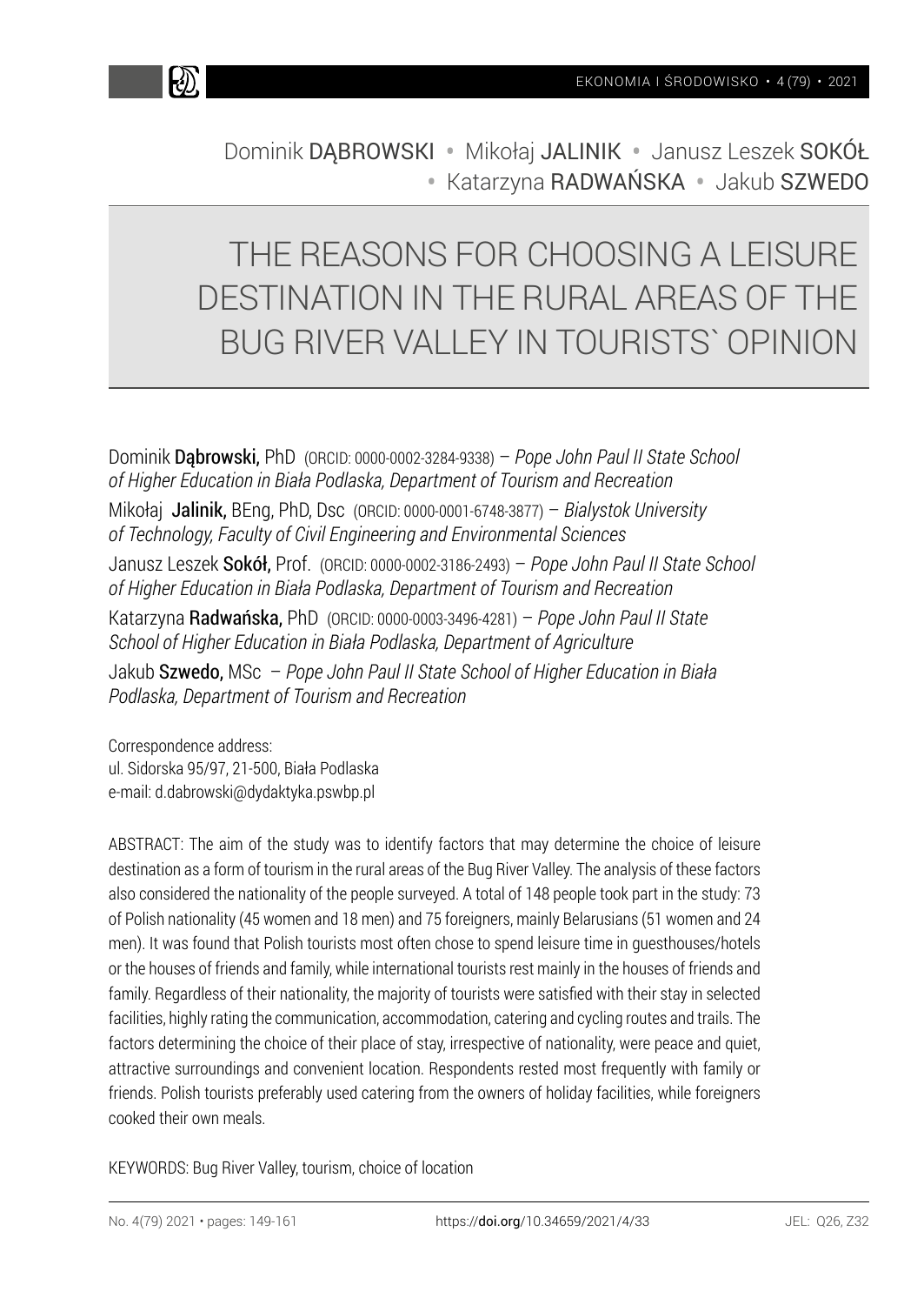Dominik DĄBROWSKI • Mikołaj JALINIK • Janusz Leszek SOKÓŁ • Katarzyna RADWAŃSKA • Jakub SZWEDO

# THE REASONS FOR CHOOSING A LEISURE DESTINATION IN THE RURAL AREAS OF THE BUG RIVER VALLEY IN TOURISTS` OPINION

Dominik **Dąbrowski,** PhD (ORCID: 0000-0002-3284-9338) – *Pope John Paul II State School of Higher Education in Biała Podlaska, Department of Tourism and Recreation*

Mikołaj **Jalinik,** BEng, PhD, Dsc (ORCID: 0000-0001-6748-3877) – *Bialystok University of Technology, Faculty of Civil Engineering and Environmental Sciences*

Janusz Leszek **Sokół,** Prof. (ORCID: 0000-0002-3186-2493) – *Pope John Paul II State School of Higher Education in Biała Podlaska, Department of Tourism and Recreation*

Katarzyna **Radwańska,** PhD (ORCID: 0000-0003-3496-4281) – *Pope John Paul II State School of Higher Education in Biała Podlaska, Department of Agriculture*

Jakub **Szwedo,** MSc – *Pope John Paul II State School of Higher Education in Biała Podlaska, Department of Tourism and Recreation*

Correspondence address:
ul. Sidorska 95/97, 21-500, Biała Podlaska
e-mail: d.dabrowski@dydaktyka.pswbp.pl

ABSTRACT: The aim of the study was to identify factors that may determine the choice of leisure destination as a form of tourism in the rural areas of the Bug River Valley. The analysis of these factors also considered the nationality of the people surveyed. A total of 148 people took part in the study: 73 of Polish nationality (45 women and 18 men) and 75 foreigners, mainly Belarusians (51 women and 24 men). It was found that Polish tourists most often chose to spend leisure time in guesthouses/hotels or the houses of friends and family, while international tourists rest mainly in the houses of friends and family. Regardless of their nationality, the majority of tourists were satisfied with their stay in selected facilities, highly rating the communication, accommodation, catering and cycling routes and trails. The factors determining the choice of their place of stay, irrespective of nationality, were peace and quiet, attractive surroundings and convenient location. Respondents rested most frequently with family or friends. Polish tourists preferably used catering from the owners of holiday facilities, while foreigners cooked their own meals.

KEYWORDS: Bug River Valley, tourism, choice of location

https://doi.org/10.34659/2021/4/33

JEL: Q26, Z32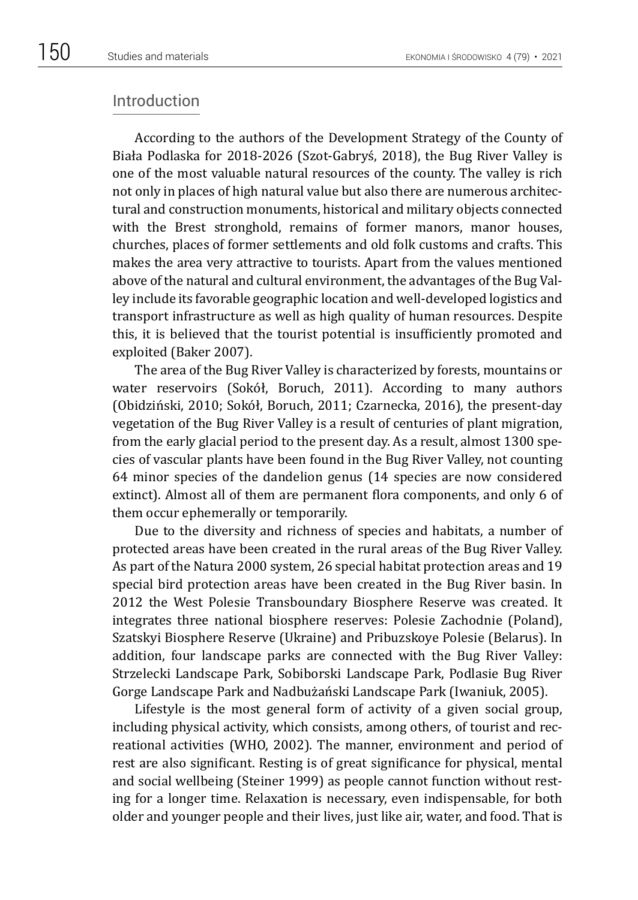## Introduction

According to the authors of the Development Strategy of the County of Biała Podlaska for 2018-2026 (Szot-Gabryś, 2018), the Bug River Valley is one of the most valuable natural resources of the county. The valley is rich not only in places of high natural value but also there are numerous architectural and construction monuments, historical and military objects connected with the Brest stronghold, remains of former manors, manor houses, churches, places of former settlements and old folk customs and crafts. This makes the area very attractive to tourists. Apart from the values mentioned above of the natural and cultural environment, the advantages of the Bug Valley include its favorable geographic location and well-developed logistics and transport infrastructure as well as high quality of human resources. Despite this, it is believed that the tourist potential is insufficiently promoted and exploited (Baker 2007).

The area of the Bug River Valley is characterized by forests, mountains or water reservoirs (Sokół, Boruch, 2011). According to many authors (Obidziński, 2010; Sokół, Boruch, 2011; Czarnecka, 2016), the present-day vegetation of the Bug River Valley is a result of centuries of plant migration, from the early glacial period to the present day. As a result, almost 1300 species of vascular plants have been found in the Bug River Valley, not counting 64 minor species of the dandelion genus (14 species are now considered extinct). Almost all of them are permanent flora components, and only 6 of them occur ephemerally or temporarily.

Due to the diversity and richness of species and habitats, a number of protected areas have been created in the rural areas of the Bug River Valley. As part of the Natura 2000 system, 26 special habitat protection areas and 19 special bird protection areas have been created in the Bug River basin. In 2012 the West Polesie Transboundary Biosphere Reserve was created. It integrates three national biosphere reserves: Polesie Zachodnie (Poland), Szatskyi Biosphere Reserve (Ukraine) and Pribuzskoye Polesie (Belarus). In addition, four landscape parks are connected with the Bug River Valley: Strzelecki Landscape Park, Sobiborski Landscape Park, Podlasie Bug River Gorge Landscape Park and Nadbużański Landscape Park (Iwaniuk, 2005).

Lifestyle is the most general form of activity of a given social group, including physical activity, which consists, among others, of tourist and recreational activities (WHO, 2002). The manner, environment and period of rest are also significant. Resting is of great significance for physical, mental and social wellbeing (Steiner 1999) as people cannot function without resting for a longer time. Relaxation is necessary, even indispensable, for both older and younger people and their lives, just like air, water, and food. That is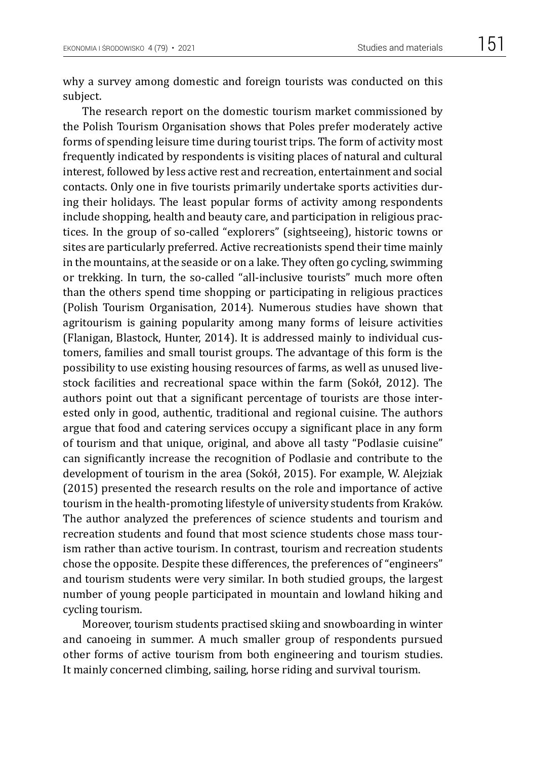why a survey among domestic and foreign tourists was conducted on this subject.

The research report on the domestic tourism market commissioned by the Polish Tourism Organisation shows that Poles prefer moderately active forms of spending leisure time during tourist trips. The form of activity most frequently indicated by respondents is visiting places of natural and cultural interest, followed by less active rest and recreation, entertainment and social contacts. Only one in five tourists primarily undertake sports activities during their holidays. The least popular forms of activity among respondents include shopping, health and beauty care, and participation in religious practices. In the group of so-called "explorers" (sightseeing), historic towns or sites are particularly preferred. Active recreationists spend their time mainly in the mountains, at the seaside or on a lake. They often go cycling, swimming or trekking. In turn, the so-called "all-inclusive tourists" much more often than the others spend time shopping or participating in religious practices (Polish Tourism Organisation, 2014). Numerous studies have shown that agritourism is gaining popularity among many forms of leisure activities (Flanigan, Blastock, Hunter, 2014). It is addressed mainly to individual customers, families and small tourist groups. The advantage of this form is the possibility to use existing housing resources of farms, as well as unused livestock facilities and recreational space within the farm (Sokół, 2012). The authors point out that a significant percentage of tourists are those interested only in good, authentic, traditional and regional cuisine. The authors argue that food and catering services occupy a significant place in any form of tourism and that unique, original, and above all tasty "Podlasie cuisine" can significantly increase the recognition of Podlasie and contribute to the development of tourism in the area (Sokół, 2015). For example, W. Alejziak (2015) presented the research results on the role and importance of active tourism in the health-promoting lifestyle of university students from Kraków. The author analyzed the preferences of science students and tourism and recreation students and found that most science students chose mass tourism rather than active tourism. In contrast, tourism and recreation students chose the opposite. Despite these differences, the preferences of "engineers" and tourism students were very similar. In both studied groups, the largest number of young people participated in mountain and lowland hiking and cycling tourism.

Moreover, tourism students practised skiing and snowboarding in winter and canoeing in summer. A much smaller group of respondents pursued other forms of active tourism from both engineering and tourism studies. It mainly concerned climbing, sailing, horse riding and survival tourism.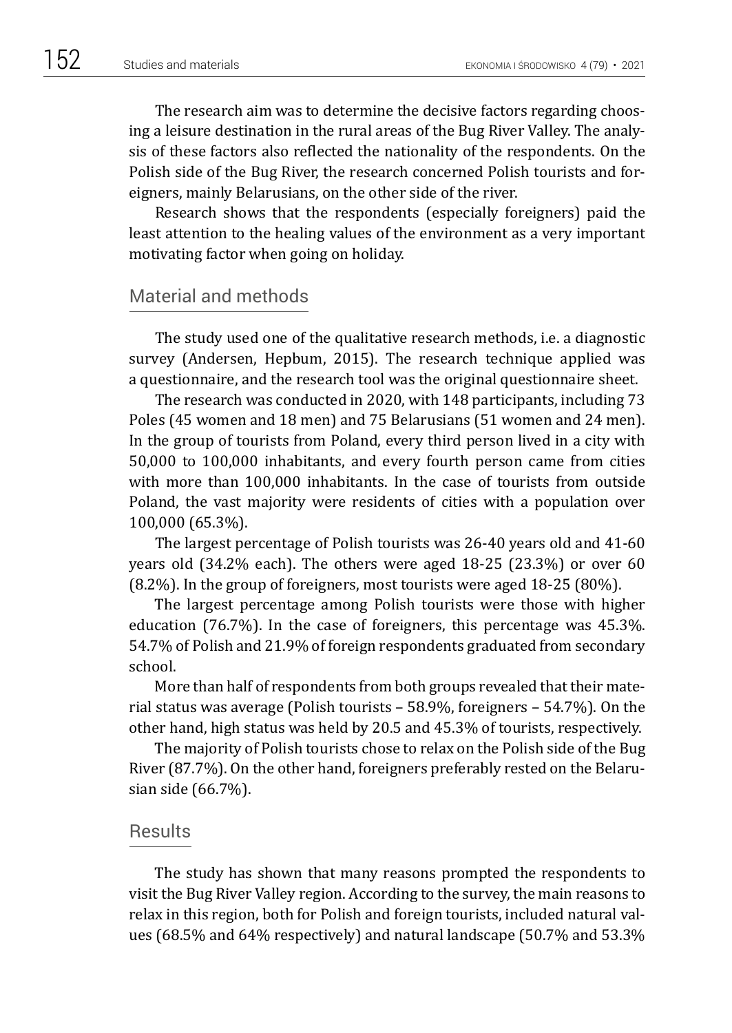The research aim was to determine the decisive factors regarding choosing a leisure destination in the rural areas of the Bug River Valley. The analysis of these factors also reflected the nationality of the respondents. On the Polish side of the Bug River, the research concerned Polish tourists and foreigners, mainly Belarusians, on the other side of the river.

Research shows that the respondents (especially foreigners) paid the least attention to the healing values of the environment as a very important motivating factor when going on holiday.

## Material and methods

The study used one of the qualitative research methods, i.e. a diagnostic survey (Andersen, Hepbum, 2015). The research technique applied was a questionnaire, and the research tool was the original questionnaire sheet.

The research was conducted in 2020, with 148 participants, including 73 Poles (45 women and 18 men) and 75 Belarusians (51 women and 24 men). In the group of tourists from Poland, every third person lived in a city with 50,000 to 100,000 inhabitants, and every fourth person came from cities with more than 100,000 inhabitants. In the case of tourists from outside Poland, the vast majority were residents of cities with a population over 100,000 (65.3%).

The largest percentage of Polish tourists was 26-40 years old and 41-60 years old (34.2% each). The others were aged 18-25 (23.3%) or over 60 (8.2%). In the group of foreigners, most tourists were aged 18-25 (80%).

The largest percentage among Polish tourists were those with higher education (76.7%). In the case of foreigners, this percentage was 45.3%. 54.7% of Polish and 21.9% of foreign respondents graduated from secondary school.

More than half of respondents from both groups revealed that their material status was average (Polish tourists – 58.9%, foreigners – 54.7%). On the other hand, high status was held by 20.5 and 45.3% of tourists, respectively.

The majority of Polish tourists chose to relax on the Polish side of the Bug River (87.7%). On the other hand, foreigners preferably rested on the Belarusian side (66.7%).

## Results

The study has shown that many reasons prompted the respondents to visit the Bug River Valley region. According to the survey, the main reasons to relax in this region, both for Polish and foreign tourists, included natural values (68.5% and 64% respectively) and natural landscape (50.7% and 53.3%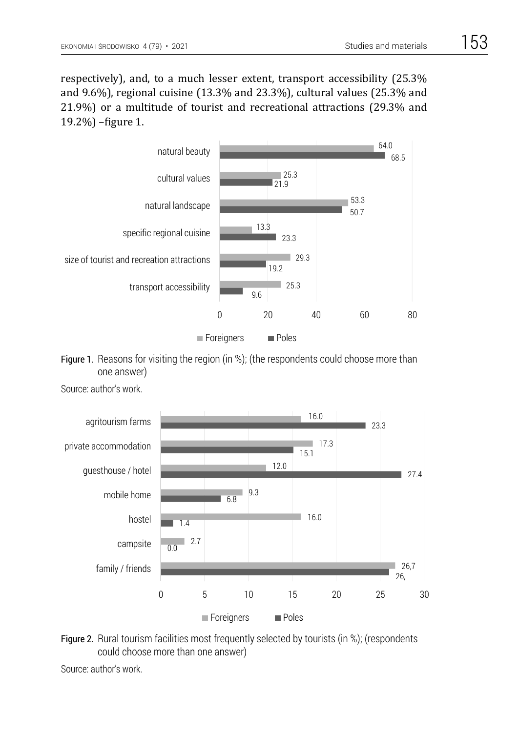respectively), and, to a much lesser extent, transport accessibility (25.3% and 9.6%), regional cuisine (13.3% and 23.3%), cultural values (25.3% and 21.9%) or a multitude of tourist and recreational attractions (29.3% and 19.2%) –figure 1.

| | Foreigners | Poles |
|---|---|---|
| natural beauty | 64.0 | 68.5 |
| cultural values | 25.3 | 21.9 |
| natural landscape | 53.3 | 50.7 |
| specific regional cuisine | 13.3 | 23.3 |
| size of tourist and recreation attractions | 29.3 | 19.2 |
| transport accessibility | 25.3 | 9.6 |

**Figure 1.** Reasons for visiting the region (in %); (the respondents could choose more than one answer)

Source: author's work.

| | Foreigners | Poles |
|---|---|---|
| agritourism farms | 16.0 | 23.3 |
| private accommodation | 17.3 | 15.1 |
| guesthouse / hotel | 12.0 | 27.4 |
| mobile home | 9.3 | 6.8 |
| hostel | 16.0 | 1.4 |
| campsite | 2.7 | 0.0 |
| family / friends | 26,7 | 26, |

**Figure 2.** Rural tourism facilities most frequently selected by tourists (in %); (respondents could choose more than one answer)

Source: author's work.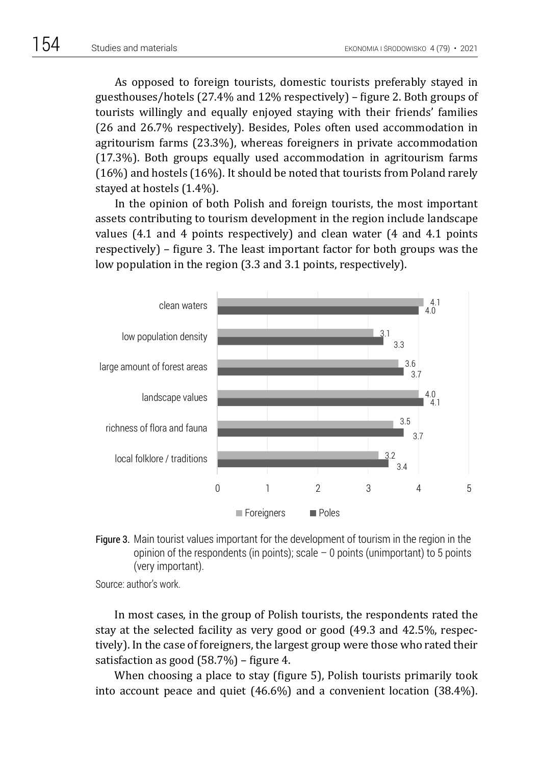As opposed to foreign tourists, domestic tourists preferably stayed in guesthouses/hotels (27.4% and 12% respectively) – figure 2. Both groups of tourists willingly and equally enjoyed staying with their friends' families (26 and 26.7% respectively). Besides, Poles often used accommodation in agritourism farms (23.3%), whereas foreigners in private accommodation (17.3%). Both groups equally used accommodation in agritourism farms (16%) and hostels (16%). It should be noted that tourists from Poland rarely stayed at hostels (1.4%).

In the opinion of both Polish and foreign tourists, the most important assets contributing to tourism development in the region include landscape values (4.1 and 4 points respectively) and clean water (4 and 4.1 points respectively) – figure 3. The least important factor for both groups was the low population in the region (3.3 and 3.1 points, respectively).

Figure 3. Main tourist values important for the development of tourism in the region in the opinion of the respondents (in points); scale – 0 points (unimportant) to 5 points (very important).

Source: author's work.

In most cases, in the group of Polish tourists, the respondents rated the stay at the selected facility as very good or good (49.3 and 42.5%, respectively). In the case of foreigners, the largest group were those who rated their satisfaction as good (58.7%) – figure 4.

When choosing a place to stay (figure 5), Polish tourists primarily took into account peace and quiet (46.6%) and a convenient location (38.4%).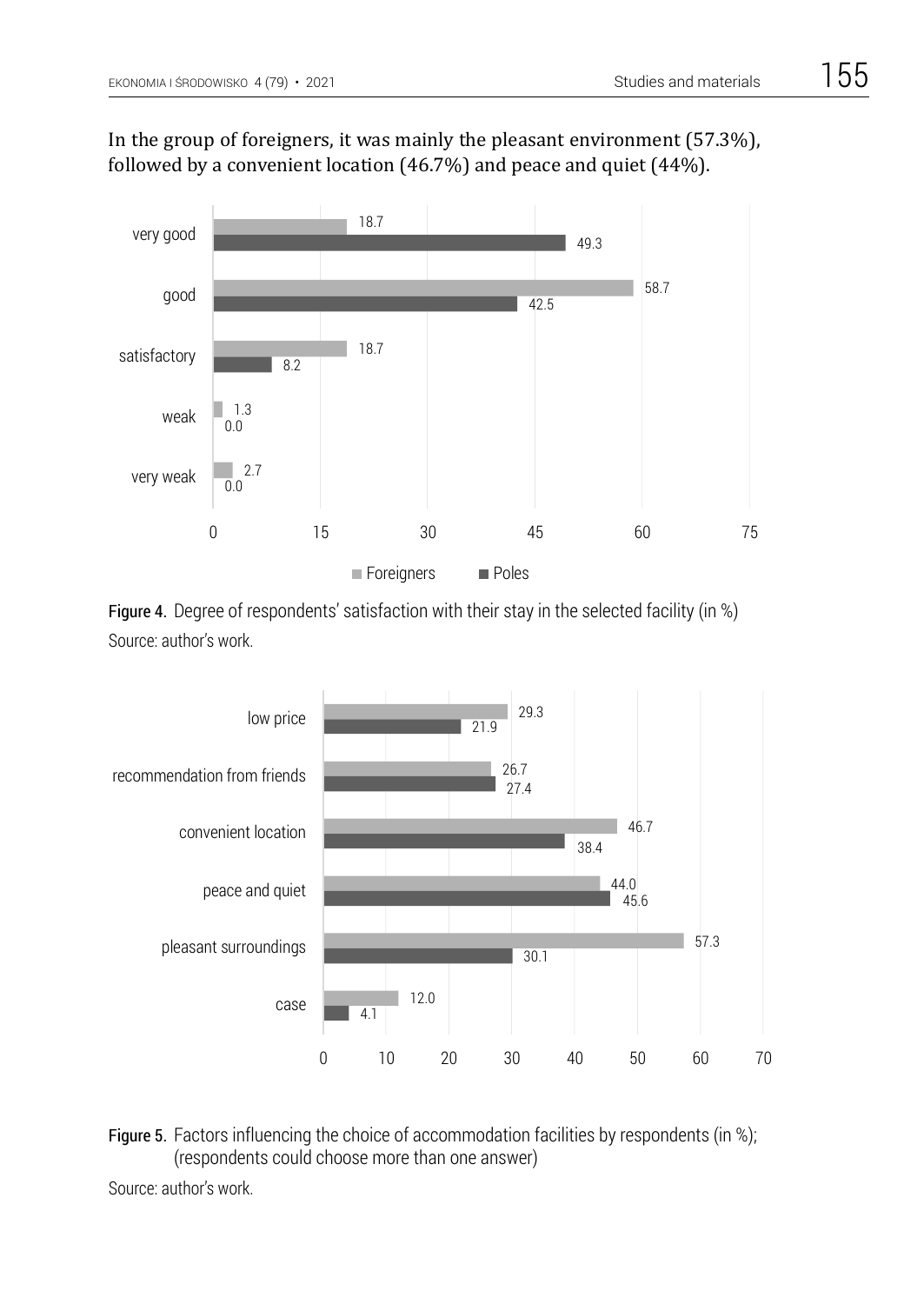In the group of foreigners, it was mainly the pleasant environment (57.3%), followed by a convenient location (46.7%) and peace and quiet (44%).

| | Foreigners | Poles |
|---|---|---|
| very good | 18.7 | 49.3 |
| good | 58.7 | 42.5 |
| satisfactory | 18.7 | 8.2 |
| weak | 1.3 | 0.0 |
| very weak | 2.7 | 0.0 |

**Figure 4.** Degree of respondents' satisfaction with their stay in the selected facility (in %)
Source: author's work.

| | Foreigners | Poles |
|---|---|---|
| low price | 29.3 | 21.9 |
| recommendation from friends | 26.7 | 27.4 |
| convenient location | 46.7 | 38.4 |
| peace and quiet | 44.0 | 45.6 |
| pleasant surroundings | 57.3 | 30.1 |
| case | 12.0 | 4.1 |

**Figure 5.** Factors influencing the choice of accommodation facilities by respondents (in %); (respondents could choose more than one answer)

Source: author's work.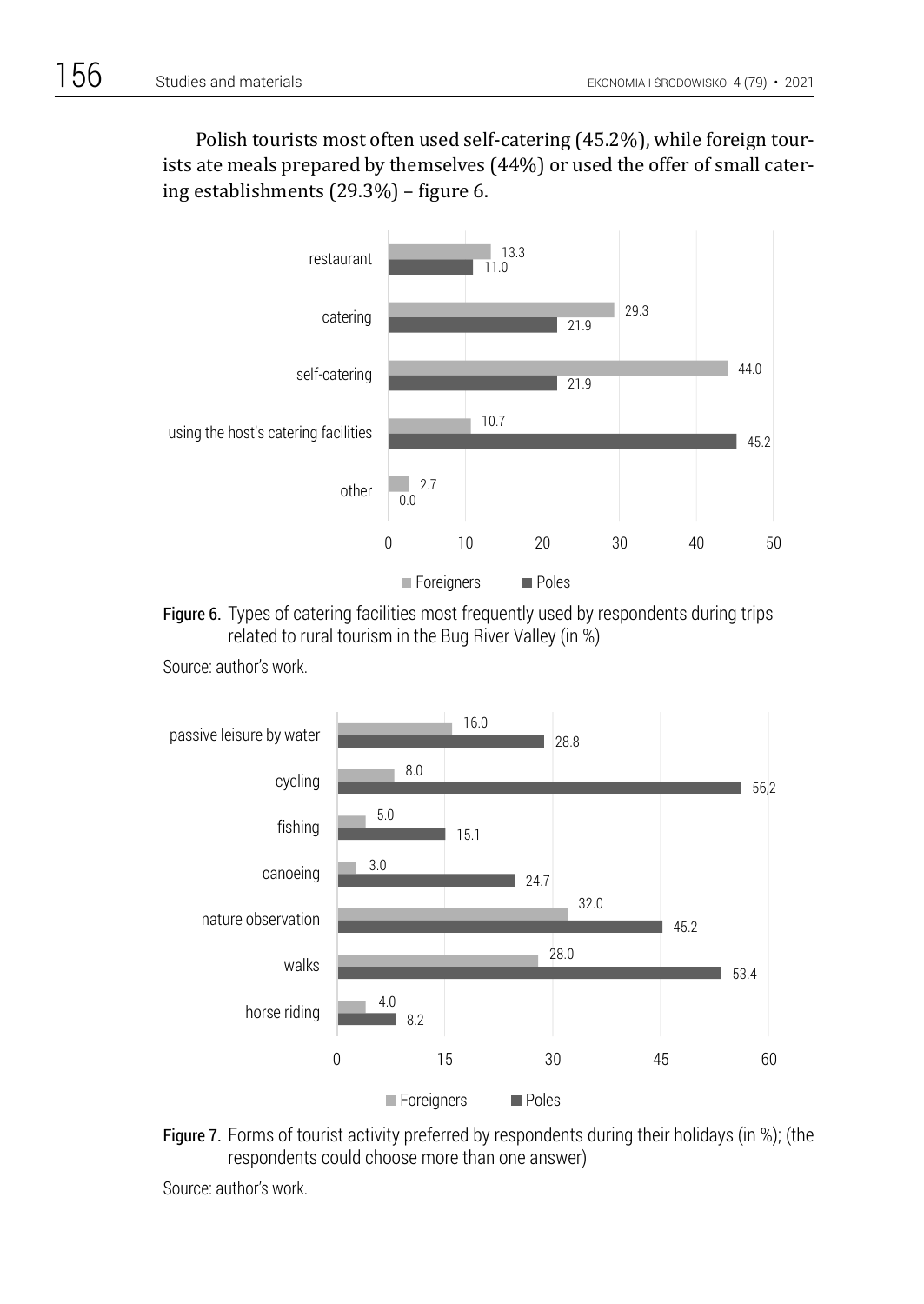Polish tourists most often used self-catering (45.2%), while foreign tourists ate meals prepared by themselves (44%) or used the offer of small catering establishments (29.3%) – figure 6.

| | Foreigners | Poles |
|---|---|---|
| restaurant | 13.3 | 11.0 |
| catering | 29.3 | 21.9 |
| self-catering | 44.0 | 21.9 |
| using the host's catering facilities | 10.7 | 45.2 |
| other | 2.7 | 0.0 |

Figure 6. Types of catering facilities most frequently used by respondents during trips related to rural tourism in the Bug River Valley (in %)

Source: author's work.

| | Foreigners | Poles |
|---|---|---|
| passive leisure by water | 16.0 | 28.8 |
| cycling | 8.0 | 56,2 |
| fishing | 5.0 | 15.1 |
| canoeing | 3.0 | 24.7 |
| nature observation | 32.0 | 45.2 |
| walks | 28.0 | 53.4 |
| horse riding | 4.0 | 8.2 |

Figure 7. Forms of tourist activity preferred by respondents during their holidays (in %); (the respondents could choose more than one answer)

Source: author's work.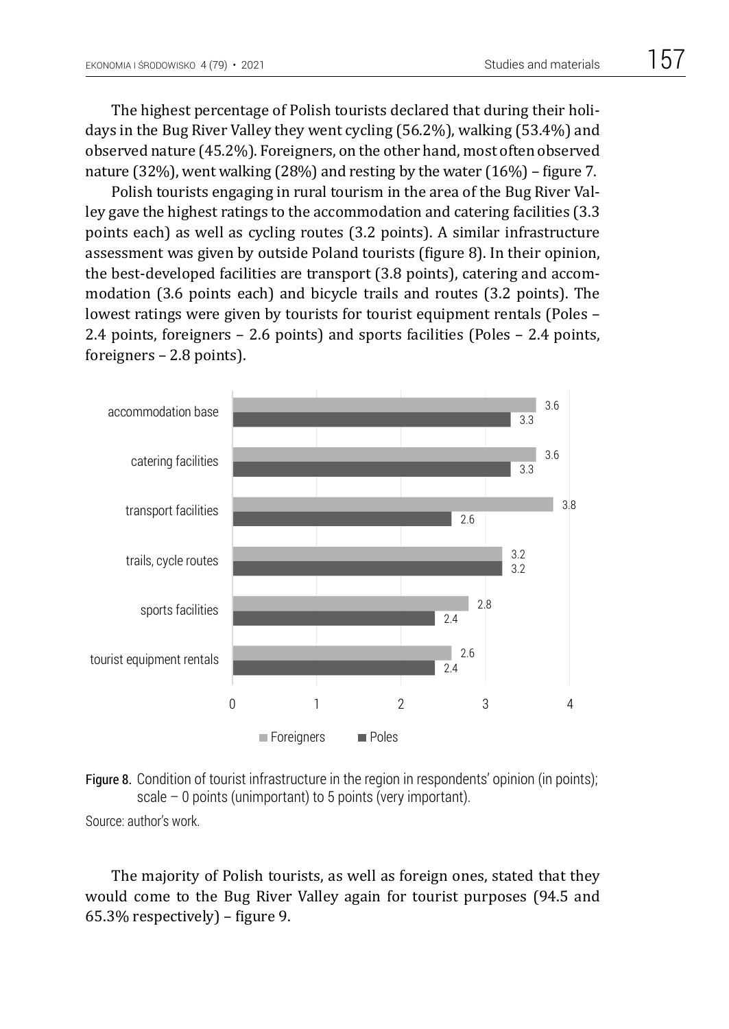The highest percentage of Polish tourists declared that during their holidays in the Bug River Valley they went cycling (56.2%), walking (53.4%) and observed nature (45.2%). Foreigners, on the other hand, most often observed nature (32%), went walking (28%) and resting by the water (16%) – figure 7.

Polish tourists engaging in rural tourism in the area of the Bug River Valley gave the highest ratings to the accommodation and catering facilities (3.3 points each) as well as cycling routes (3.2 points). A similar infrastructure assessment was given by outside Poland tourists (figure 8). In their opinion, the best-developed facilities are transport (3.8 points), catering and accommodation (3.6 points each) and bicycle trails and routes (3.2 points). The lowest ratings were given by tourists for tourist equipment rentals (Poles – 2.4 points, foreigners – 2.6 points) and sports facilities (Poles – 2.4 points, foreigners – 2.8 points).

| | Foreigners | Poles |
|---|---|---|
| accommodation base | 3.6 | 3.3 |
| catering facilities | 3.6 | 3.3 |
| transport facilities | 3.8 | 2.6 |
| trails, cycle routes | 3.2 | 3.2 |
| sports facilities | 2.8 | 2.4 |
| tourist equipment rentals | 2.6 | 2.4 |

Figure 8. Condition of tourist infrastructure in the region in respondents' opinion (in points); scale – 0 points (unimportant) to 5 points (very important).

Source: author's work.

The majority of Polish tourists, as well as foreign ones, stated that they would come to the Bug River Valley again for tourist purposes (94.5 and 65.3% respectively) – figure 9.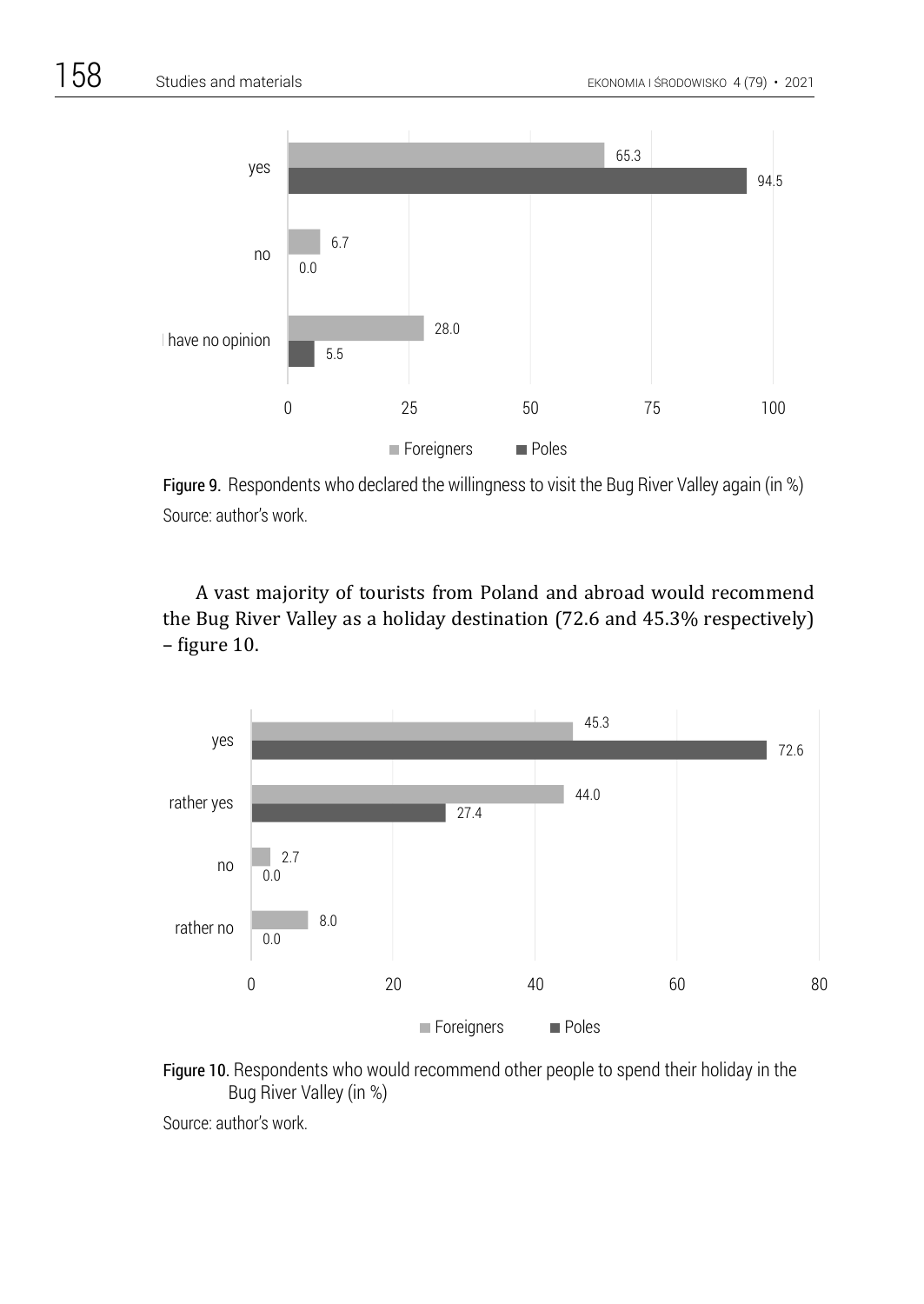Figure 9. Respondents who declared the willingness to visit the Bug River Valley again (in %)
Source: author's work.

A vast majority of tourists from Poland and abroad would recommend the Bug River Valley as a holiday destination (72.6 and 45.3% respectively) – figure 10.

Figure 10. Respondents who would recommend other people to spend their holiday in the Bug River Valley (in %)

Source: author's work.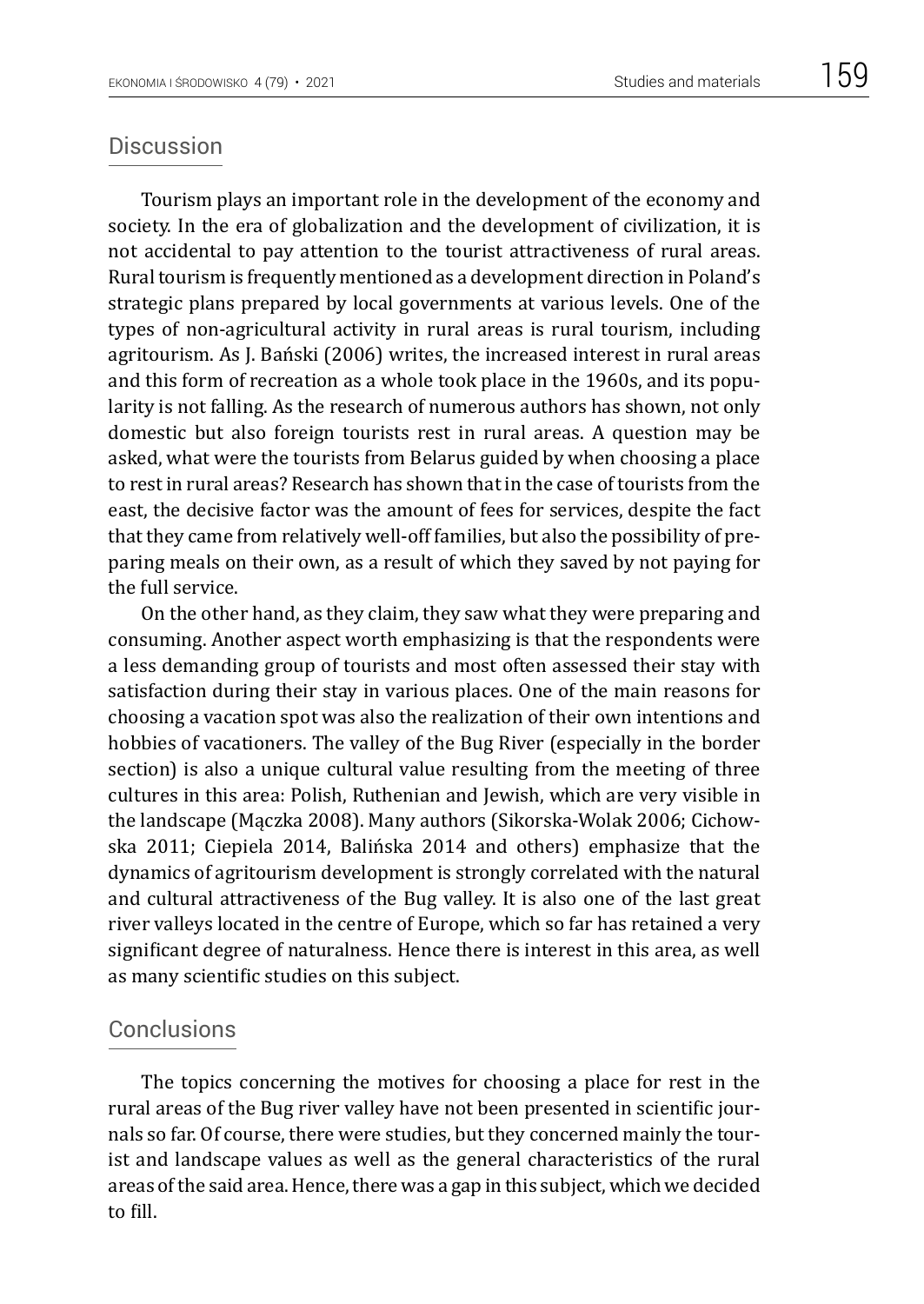## Discussion

Tourism plays an important role in the development of the economy and society. In the era of globalization and the development of civilization, it is not accidental to pay attention to the tourist attractiveness of rural areas. Rural tourism is frequently mentioned as a development direction in Poland's strategic plans prepared by local governments at various levels. One of the types of non-agricultural activity in rural areas is rural tourism, including agritourism. As J. Bański (2006) writes, the increased interest in rural areas and this form of recreation as a whole took place in the 1960s, and its popularity is not falling. As the research of numerous authors has shown, not only domestic but also foreign tourists rest in rural areas. A question may be asked, what were the tourists from Belarus guided by when choosing a place to rest in rural areas? Research has shown that in the case of tourists from the east, the decisive factor was the amount of fees for services, despite the fact that they came from relatively well-off families, but also the possibility of preparing meals on their own, as a result of which they saved by not paying for the full service.

On the other hand, as they claim, they saw what they were preparing and consuming. Another aspect worth emphasizing is that the respondents were a less demanding group of tourists and most often assessed their stay with satisfaction during their stay in various places. One of the main reasons for choosing a vacation spot was also the realization of their own intentions and hobbies of vacationers. The valley of the Bug River (especially in the border section) is also a unique cultural value resulting from the meeting of three cultures in this area: Polish, Ruthenian and Jewish, which are very visible in the landscape (Mączka 2008). Many authors (Sikorska-Wolak 2006; Cichowska 2011; Ciepiela 2014, Balińska 2014 and others) emphasize that the dynamics of agritourism development is strongly correlated with the natural and cultural attractiveness of the Bug valley. It is also one of the last great river valleys located in the centre of Europe, which so far has retained a very significant degree of naturalness. Hence there is interest in this area, as well as many scientific studies on this subject.

## Conclusions

The topics concerning the motives for choosing a place for rest in the rural areas of the Bug river valley have not been presented in scientific journals so far. Of course, there were studies, but they concerned mainly the tourist and landscape values as well as the general characteristics of the rural areas of the said area. Hence, there was a gap in this subject, which we decided to fill.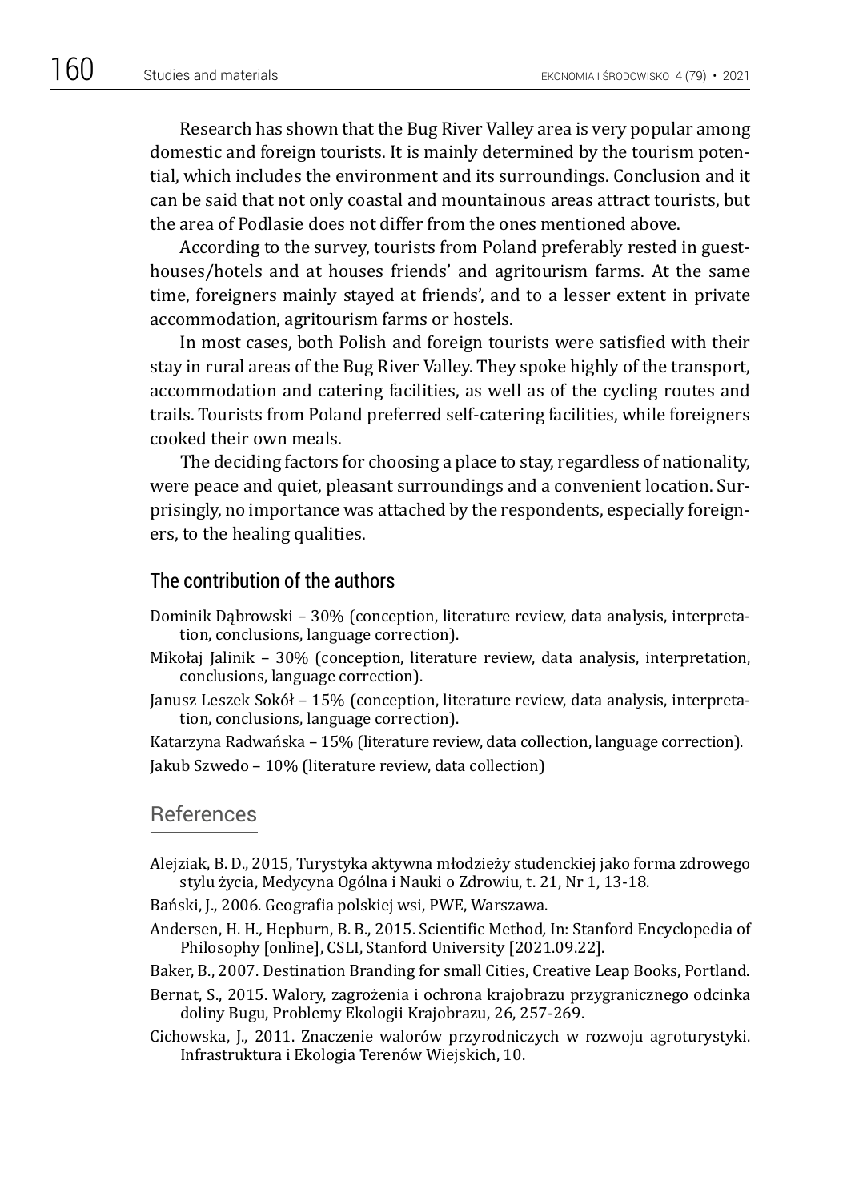Research has shown that the Bug River Valley area is very popular among domestic and foreign tourists. It is mainly determined by the tourism potential, which includes the environment and its surroundings. Conclusion and it can be said that not only coastal and mountainous areas attract tourists, but the area of Podlasie does not differ from the ones mentioned above.

According to the survey, tourists from Poland preferably rested in guesthouses/hotels and at houses friends' and agritourism farms. At the same time, foreigners mainly stayed at friends', and to a lesser extent in private accommodation, agritourism farms or hostels.

In most cases, both Polish and foreign tourists were satisfied with their stay in rural areas of the Bug River Valley. They spoke highly of the transport, accommodation and catering facilities, as well as of the cycling routes and trails. Tourists from Poland preferred self-catering facilities, while foreigners cooked their own meals.

The deciding factors for choosing a place to stay, regardless of nationality, were peace and quiet, pleasant surroundings and a convenient location. Surprisingly, no importance was attached by the respondents, especially foreigners, to the healing qualities.

## The contribution of the authors

Dominik Dąbrowski – 30% (conception, literature review, data analysis, interpretation, conclusions, language correction).

Mikołaj Jalinik – 30% (conception, literature review, data analysis, interpretation, conclusions, language correction).

Janusz Leszek Sokół – 15% (conception, literature review, data analysis, interpretation, conclusions, language correction).

Katarzyna Radwańska – 15% (literature review, data collection, language correction).

Jakub Szwedo – 10% (literature review, data collection)

## References

Alejziak, B. D., 2015, Turystyka aktywna młodzieży studenckiej jako forma zdrowego stylu życia, Medycyna Ogólna i Nauki o Zdrowiu, t. 21, Nr 1, 13-18.

Bański, J., 2006. Geografia polskiej wsi, PWE, Warszawa.

Andersen, H. H., Hepburn, B. B., 2015. Scientific Method, In: Stanford Encyclopedia of Philosophy [online], CSLI, Stanford University [2021.09.22].

Baker, B., 2007. Destination Branding for small Cities, Creative Leap Books, Portland.

Bernat, S., 2015. Walory, zagrożenia i ochrona krajobrazu przygranicznego odcinka doliny Bugu, Problemy Ekologii Krajobrazu, 26, 257-269.

Cichowska, J., 2011. Znaczenie walorów przyrodniczych w rozwoju agroturystyki. Infrastruktura i Ekologia Terenów Wiejskich, 10.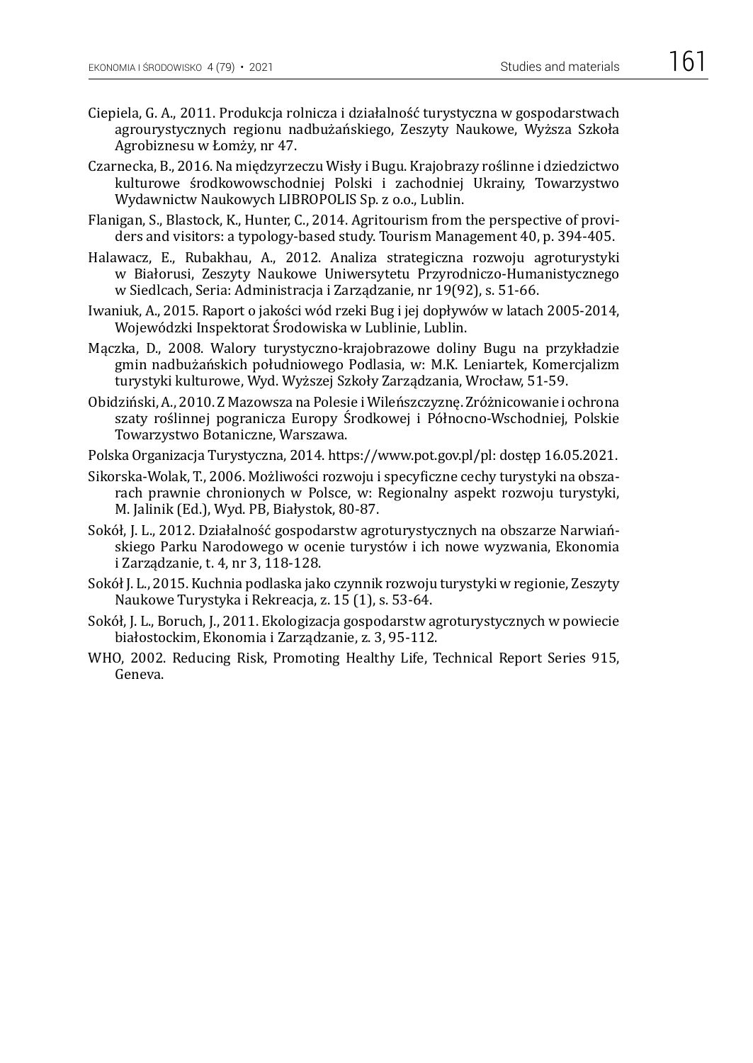Ciepiela, G. A., 2011. Produkcja rolnicza i działalność turystyczna w gospodarstwach agrourystycznych regionu nadbużańskiego, Zeszyty Naukowe, Wyższa Szkoła Agrobiznesu w Łomży, nr 47.

Czarnecka, B., 2016. Na międzyrzeczu Wisły i Bugu. Krajobrazy roślinne i dziedzictwo kulturowe środkowowschodniej Polski i zachodniej Ukrainy, Towarzystwo Wydawnictw Naukowych LIBROPOLIS Sp. z o.o., Lublin.

Flanigan, S., Blastock, K., Hunter, C., 2014. Agritourism from the perspective of providers and visitors: a typology-based study. Tourism Management 40, p. 394-405.

Halawacz, E., Rubakhau, A., 2012. Analiza strategiczna rozwoju agroturystyki w Białorusi, Zeszyty Naukowe Uniwersytetu Przyrodniczo-Humanistycznego w Siedlcach, Seria: Administracja i Zarządzanie, nr 19(92), s. 51-66.

Iwaniuk, A., 2015. Raport o jakości wód rzeki Bug i jej dopływów w latach 2005-2014, Wojewódzki Inspektorat Środowiska w Lublinie, Lublin.

Mączka, D., 2008. Walory turystyczno-krajobrazowe doliny Bugu na przykładzie gmin nadbużańskich południowego Podlasia, w: M.K. Leniartek, Komercjalizm turystyki kulturowe, Wyd. Wyższej Szkoły Zarządzania, Wrocław, 51-59.

Obidziński, A., 2010. Z Mazowsza na Polesie i Wileńszczyznę. Zróżnicowanie i ochrona szaty roślinnej pogranicza Europy Środkowej i Północno-Wschodniej, Polskie Towarzystwo Botaniczne, Warszawa.

Polska Organizacja Turystyczna, 2014. https://www.pot.gov.pl/pl: dostęp 16.05.2021.

Sikorska-Wolak, T., 2006. Możliwości rozwoju i specyficzne cechy turystyki na obszarach prawnie chronionych w Polsce, w: Regionalny aspekt rozwoju turystyki, M. Jalinik (Ed.), Wyd. PB, Białystok, 80-87.

Sokół, J. L., 2012. Działalność gospodarstw agroturystycznych na obszarze Narwiańskiego Parku Narodowego w ocenie turystów i ich nowe wyzwania, Ekonomia i Zarządzanie, t. 4, nr 3, 118-128.

Sokół J. L., 2015. Kuchnia podlaska jako czynnik rozwoju turystyki w regionie, Zeszyty Naukowe Turystyka i Rekreacja, z. 15 (1), s. 53-64.

Sokół, J. L., Boruch, J., 2011. Ekologizacja gospodarstw agroturystycznych w powiecie białostockim, Ekonomia i Zarządzanie, z. 3, 95-112.

WHO, 2002. Reducing Risk, Promoting Healthy Life, Technical Report Series 915, Geneva.